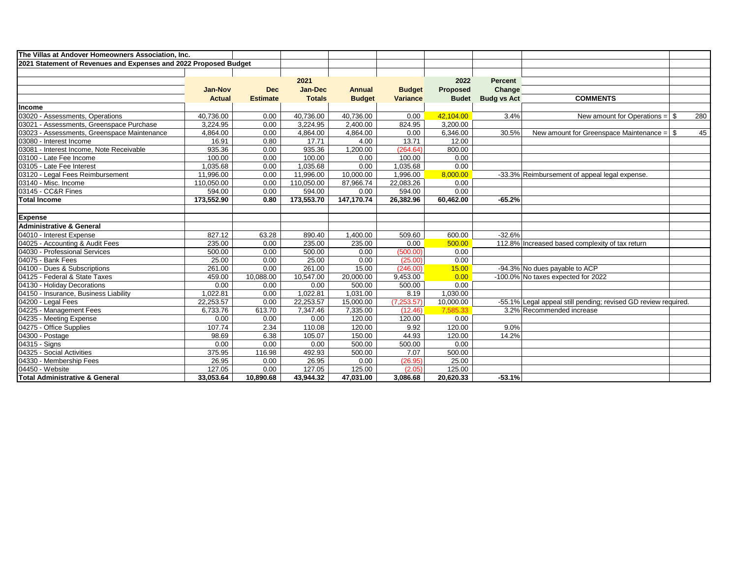**The Villas at Andover Homeowners Association, Inc.**

**2021 Statement of Revenues and Expenses and 2022 Proposed Budget**

| | Jan-Nov Actual | Dec Estimate | 2021 Jan-Dec Totals | Annual Budget | Budget Variance | 2022 Proposed Budet | Percent Change Budg vs Act | COMMENTS | |
|---|---|---|---|---|---|---|---|---|---|
| **Income** | | | | | | | | | |
| 03020 - Assessments, Operations | 40,736.00 | 0.00 | 40,736.00 | 40,736.00 | 0.00 | 42,104.00 | 3.4% | New amount for Operations = | $ 280 |
| 03021 - Assessments, Greenspace Purchase | 3,224.95 | 0.00 | 3,224.95 | 2,400.00 | 824.95 | 3,200.00 | | | |
| 03023 - Assessments, Greenspace Maintenance | 4,864.00 | 0.00 | 4,864.00 | 4,864.00 | 0.00 | 6,346.00 | 30.5% | New amount for Greenspace Maintenance = | $ 45 |
| 03080 - Interest Income | 16.91 | 0.80 | 17.71 | 4.00 | 13.71 | 12.00 | | | |
| 03081 - Interest Income, Note Receivable | 935.36 | 0.00 | 935.36 | 1,200.00 | (264.64) | 800.00 | | | |
| 03100 - Late Fee Income | 100.00 | 0.00 | 100.00 | 0.00 | 100.00 | 0.00 | | | |
| 03105 - Late Fee Interest | 1,035.68 | 0.00 | 1,035.68 | 0.00 | 1,035.68 | 0.00 | | | |
| 03120 - Legal Fees Reimbursement | 11,996.00 | 0.00 | 11,996.00 | 10,000.00 | 1,996.00 | 8,000.00 | -33.3% | Reimbursement of appeal legal expense. | |
| 03140 - Misc. Income | 110,050.00 | 0.00 | 110,050.00 | 87,966.74 | 22,083.26 | 0.00 | | | |
| 03145 - CC&R Fines | 594.00 | 0.00 | 594.00 | 0.00 | 594.00 | 0.00 | | | |
| **Total Income** | **173,552.90** | **0.80** | **173,553.70** | **147,170.74** | **26,382.96** | **60,462.00** | **-65.2%** | | |
| | | | | | | | | | |
| **Expense** | | | | | | | | | |
| **Administrative & General** | | | | | | | | | |
| 04010 - Interest Expense | 827.12 | 63.28 | 890.40 | 1,400.00 | 509.60 | 600.00 | -32.6% | | |
| 04025 - Accounting & Audit Fees | 235.00 | 0.00 | 235.00 | 235.00 | 0.00 | 500.00 | 112.8% | Increased based complexity of tax return | |
| 04030 - Professional Services | 500.00 | 0.00 | 500.00 | 0.00 | (500.00) | 0.00 | | | |
| 04075 - Bank Fees | 25.00 | 0.00 | 25.00 | 0.00 | (25.00) | 0.00 | | | |
| 04100 - Dues & Subscriptions | 261.00 | 0.00 | 261.00 | 15.00 | (246.00) | 15.00 | -94.3% | No dues payable to ACP | |
| 04125 - Federal & State Taxes | 459.00 | 10,088.00 | 10,547.00 | 20,000.00 | 9,453.00 | 0.00 | -100.0% | No taxes expected for 2022 | |
| 04130 - Holiday Decorations | 0.00 | 0.00 | 0.00 | 500.00 | 500.00 | 0.00 | | | |
| 04150 - Insurance, Business Liability | 1,022.81 | 0.00 | 1,022.81 | 1,031.00 | 8.19 | 1,030.00 | | | |
| 04200 - Legal Fees | 22,253.57 | 0.00 | 22,253.57 | 15,000.00 | (7,253.57) | 10,000.00 | -55.1% | Legal appeal still pending; revised GD review required. | |
| 04225 - Management Fees | 6,733.76 | 613.70 | 7,347.46 | 7,335.00 | (12.46) | 7,585.33 | 3.2% | Recommended increase | |
| 04235 - Meeting Expense | 0.00 | 0.00 | 0.00 | 120.00 | 120.00 | 0.00 | | | |
| 04275 - Office Supplies | 107.74 | 2.34 | 110.08 | 120.00 | 9.92 | 120.00 | 9.0% | | |
| 04300 - Postage | 98.69 | 6.38 | 105.07 | 150.00 | 44.93 | 120.00 | 14.2% | | |
| 04315 - Signs | 0.00 | 0.00 | 0.00 | 500.00 | 500.00 | 0.00 | | | |
| 04325 - Social Activities | 375.95 | 116.98 | 492.93 | 500.00 | 7.07 | 500.00 | | | |
| 04330 - Membership Fees | 26.95 | 0.00 | 26.95 | 0.00 | (26.95) | 25.00 | | | |
| 04450 - Website | 127.05 | 0.00 | 127.05 | 125.00 | (2.05) | 125.00 | | | |
| **Total Administrative & General** | **33,053.64** | **10,890.68** | **43,944.32** | **47,031.00** | **3,086.68** | **20,620.33** | **-53.1%** | | |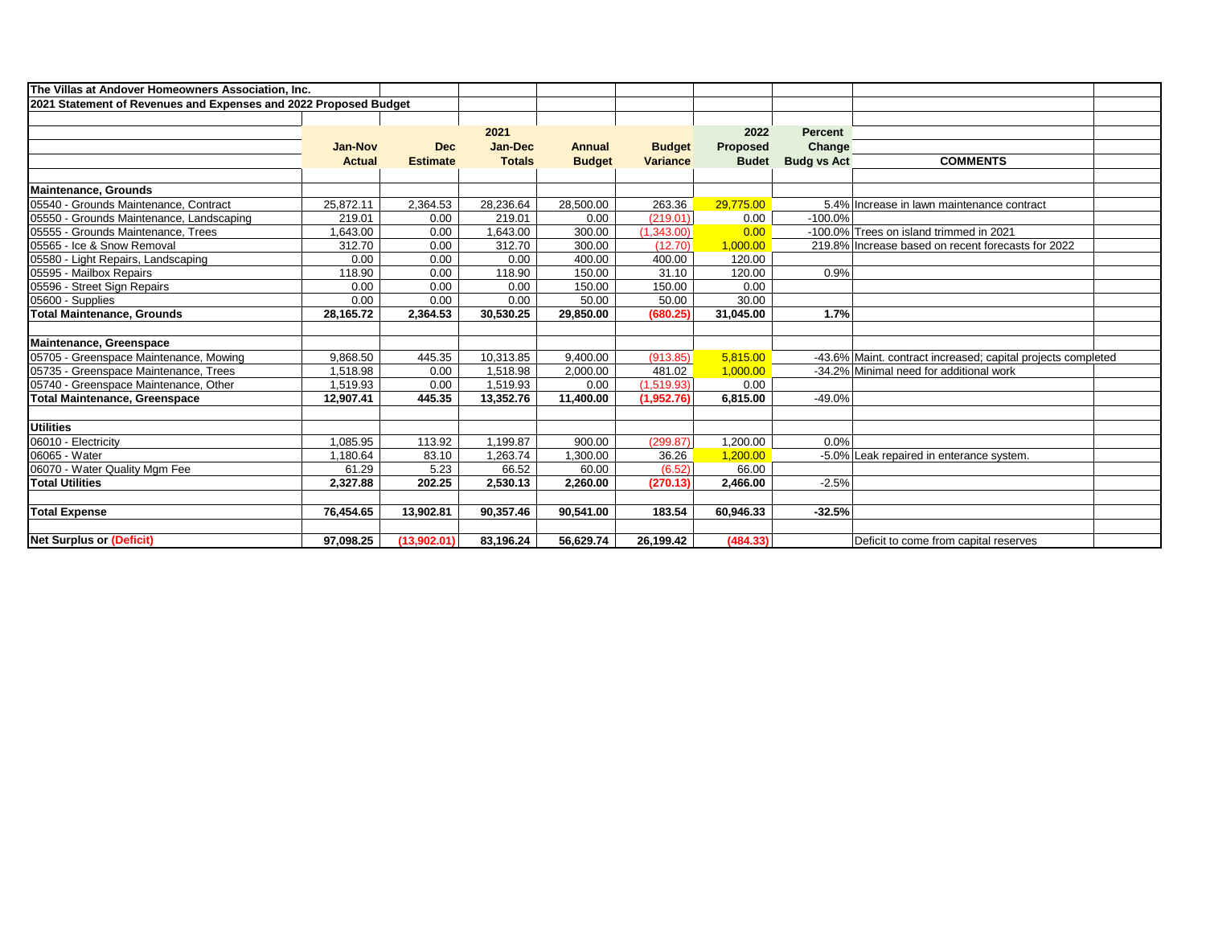| The Villas at Andover Homeowners Association, Inc. | | | | | | | | |
|---|---|---|---|---|---|---|---|---|
| 2021 Statement of Revenues and Expenses and 2022 Proposed Budget | | | | | | | | |
| | Jan-Nov Actual | Dec Estimate | 2021 Jan-Dec Totals | Annual Budget | Budget Variance | 2022 Proposed Budet | Percent Change Budg vs Act | COMMENTS |
| **Maintenance, Grounds** | | | | | | | | |
| 05540 - Grounds Maintenance, Contract | 25,872.11 | 2,364.53 | 28,236.64 | 28,500.00 | 263.36 | 29,775.00 | 5.4% | Increase in lawn maintenance contract |
| 05550 - Grounds Maintenance, Landscaping | 219.01 | 0.00 | 219.01 | 0.00 | (219.01) | 0.00 | -100.0% | |
| 05555 - Grounds Maintenance, Trees | 1,643.00 | 0.00 | 1,643.00 | 300.00 | (1,343.00) | 0.00 | -100.0% | Trees on island trimmed in 2021 |
| 05565 - Ice & Snow Removal | 312.70 | 0.00 | 312.70 | 300.00 | (12.70) | 1,000.00 | 219.8% | Increase based on recent forecasts for 2022 |
| 05580 - Light Repairs, Landscaping | 0.00 | 0.00 | 0.00 | 400.00 | 400.00 | 120.00 | | |
| 05595 - Mailbox Repairs | 118.90 | 0.00 | 118.90 | 150.00 | 31.10 | 120.00 | 0.9% | |
| 05596 - Street Sign Repairs | 0.00 | 0.00 | 0.00 | 150.00 | 150.00 | 0.00 | | |
| 05600 - Supplies | 0.00 | 0.00 | 0.00 | 50.00 | 50.00 | 30.00 | | |
| **Total Maintenance, Grounds** | **28,165.72** | **2,364.53** | **30,530.25** | **29,850.00** | **(680.25)** | **31,045.00** | **1.7%** | |
| **Maintenance, Greenspace** | | | | | | | | |
| 05705 - Greenspace Maintenance, Mowing | 9,868.50 | 445.35 | 10,313.85 | 9,400.00 | (913.85) | 5,815.00 | -43.6% | Maint. contract increased; capital projects completed |
| 05735 - Greenspace Maintenance, Trees | 1,518.98 | 0.00 | 1,518.98 | 2,000.00 | 481.02 | 1,000.00 | -34.2% | Minimal need for additional work |
| 05740 - Greenspace Maintenance, Other | 1,519.93 | 0.00 | 1,519.93 | 0.00 | (1,519.93) | 0.00 | | |
| **Total Maintenance, Greenspace** | **12,907.41** | **445.35** | **13,352.76** | **11,400.00** | **(1,952.76)** | **6,815.00** | -49.0% | |
| **Utilities** | | | | | | | | |
| 06010 - Electricity | 1,085.95 | 113.92 | 1,199.87 | 900.00 | (299.87) | 1,200.00 | 0.0% | |
| 06065 - Water | 1,180.64 | 83.10 | 1,263.74 | 1,300.00 | 36.26 | 1,200.00 | -5.0% | Leak repaired in enterance system. |
| 06070 - Water Quality Mgm Fee | 61.29 | 5.23 | 66.52 | 60.00 | (6.52) | 66.00 | | |
| **Total Utilities** | **2,327.88** | **202.25** | **2,530.13** | **2,260.00** | **(270.13)** | **2,466.00** | -2.5% | |
| **Total Expense** | **76,454.65** | **13,902.81** | **90,357.46** | **90,541.00** | **183.54** | **60,946.33** | **-32.5%** | |
| **Net Surplus or (Deficit)** | **97,098.25** | **(13,902.01)** | **83,196.24** | **56,629.74** | **26,199.42** | **(484.33)** | | Deficit to come from capital reserves |